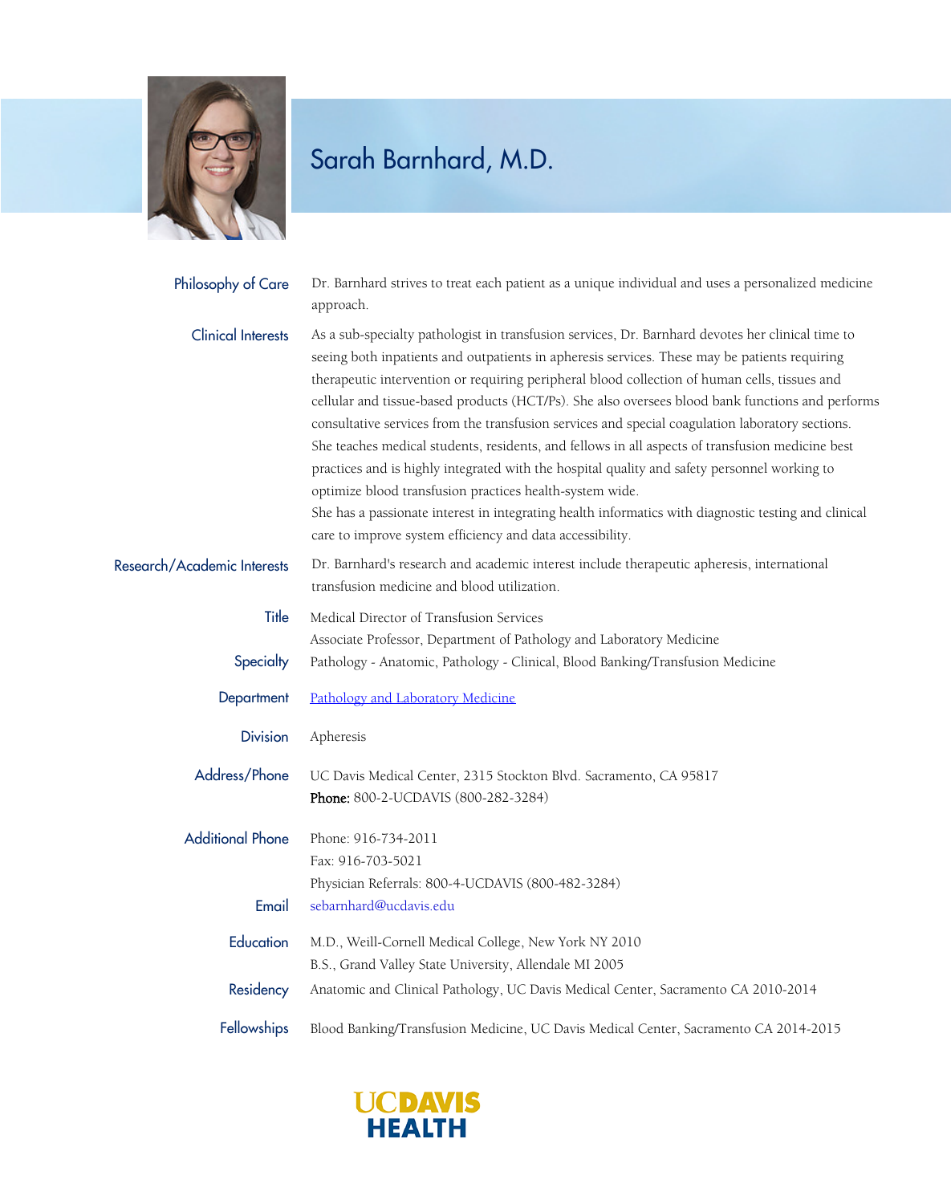# Sarah Barnhard, M.D.

**Philosophy of Care**

Dr. Barnhard strives to treat each patient as a unique individual and uses a personalized medicine approach.

**Clinical Interests**

As a sub-specialty pathologist in transfusion services, Dr. Barnhard devotes her clinical time to seeing both inpatients and outpatients in apheresis services. These may be patients requiring therapeutic intervention or requiring peripheral blood collection of human cells, tissues and cellular and tissue-based products (HCT/Ps). She also oversees blood bank functions and performs consultative services from the transfusion services and special coagulation laboratory sections. She teaches medical students, residents, and fellows in all aspects of transfusion medicine best practices and is highly integrated with the hospital quality and safety personnel working to optimize blood transfusion practices health-system wide.

She has a passionate interest in integrating health informatics with diagnostic testing and clinical care to improve system efficiency and data accessibility.

**Research/Academic Interests**

Dr. Barnhard's research and academic interest include therapeutic apheresis, international transfusion medicine and blood utilization.

**Title**

Medical Director of Transfusion Services
Associate Professor, Department of Pathology and Laboratory Medicine

**Specialty**

Pathology - Anatomic, Pathology - Clinical, Blood Banking/Transfusion Medicine

**Department**

Pathology and Laboratory Medicine

**Division**

Apheresis

**Address/Phone**

UC Davis Medical Center, 2315 Stockton Blvd. Sacramento, CA 95817
**Phone:** 800-2-UCDAVIS (800-282-3284)

**Additional Phone**

Phone: 916-734-2011
Fax: 916-703-5021
Physician Referrals: 800-4-UCDAVIS (800-482-3284)

**Email**

sebarnhard@ucdavis.edu

**Education**

M.D., Weill-Cornell Medical College, New York NY 2010
B.S., Grand Valley State University, Allendale MI 2005

**Residency**

Anatomic and Clinical Pathology, UC Davis Medical Center, Sacramento CA 2010-2014

**Fellowships**

Blood Banking/Transfusion Medicine, UC Davis Medical Center, Sacramento CA 2014-2015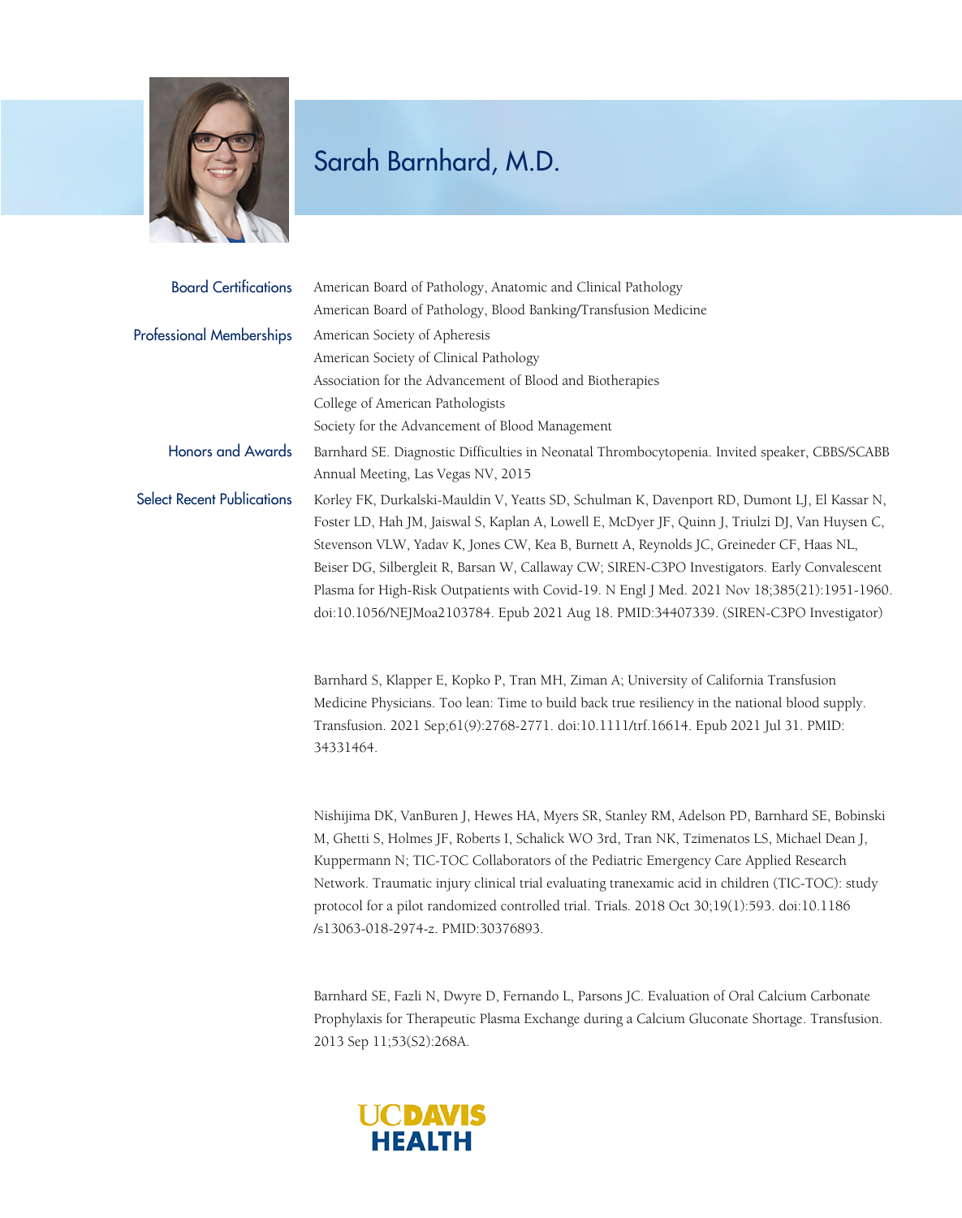# Sarah Barnhard, M.D.

**Board Certifications**

American Board of Pathology, Anatomic and Clinical Pathology
American Board of Pathology, Blood Banking/Transfusion Medicine

**Professional Memberships**

American Society of Apheresis
American Society of Clinical Pathology
Association for the Advancement of Blood and Biotherapies
College of American Pathologists
Society for the Advancement of Blood Management

**Honors and Awards**

Barnhard SE. Diagnostic Difficulties in Neonatal Thrombocytopenia. Invited speaker, CBBS/SCABB Annual Meeting, Las Vegas NV, 2015

**Select Recent Publications**

Korley FK, Durkalski-Mauldin V, Yeatts SD, Schulman K, Davenport RD, Dumont LJ, El Kassar N, Foster LD, Hah JM, Jaiswal S, Kaplan A, Lowell E, McDyer JF, Quinn J, Triulzi DJ, Van Huysen C, Stevenson VLW, Yadav K, Jones CW, Kea B, Burnett A, Reynolds JC, Greineder CF, Haas NL, Beiser DG, Silbergleit R, Barsan W, Callaway CW; SIREN-C3PO Investigators. Early Convalescent Plasma for High-Risk Outpatients with Covid-19. N Engl J Med. 2021 Nov 18;385(21):1951-1960. doi:10.1056/NEJMoa2103784. Epub 2021 Aug 18. PMID:34407339. (SIREN-C3PO Investigator)

Barnhard S, Klapper E, Kopko P, Tran MH, Ziman A; University of California Transfusion Medicine Physicians. Too lean: Time to build back true resiliency in the national blood supply. Transfusion. 2021 Sep;61(9):2768-2771. doi:10.1111/trf.16614. Epub 2021 Jul 31. PMID: 34331464.

Nishijima DK, VanBuren J, Hewes HA, Myers SR, Stanley RM, Adelson PD, Barnhard SE, Bobinski M, Ghetti S, Holmes JF, Roberts I, Schalick WO 3rd, Tran NK, Tzimenatos LS, Michael Dean J, Kuppermann N; TIC-TOC Collaborators of the Pediatric Emergency Care Applied Research Network. Traumatic injury clinical trial evaluating tranexamic acid in children (TIC-TOC): study protocol for a pilot randomized controlled trial. Trials. 2018 Oct 30;19(1):593. doi:10.1186/s13063-018-2974-z. PMID:30376893.

Barnhard SE, Fazli N, Dwyre D, Fernando L, Parsons JC. Evaluation of Oral Calcium Carbonate Prophylaxis for Therapeutic Plasma Exchange during a Calcium Gluconate Shortage. Transfusion. 2013 Sep 11;53(S2):268A.

UC DAVIS HEALTH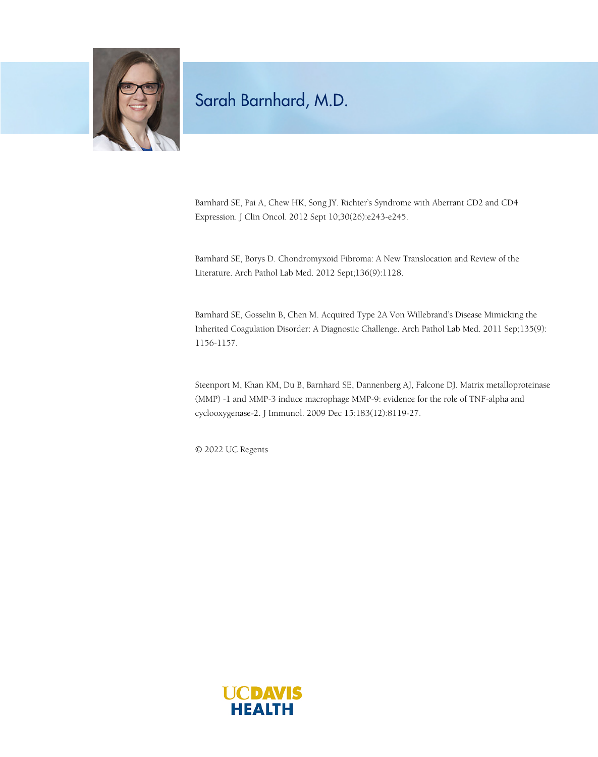# Sarah Barnhard, M.D.

Barnhard SE, Pai A, Chew HK, Song JY. Richter's Syndrome with Aberrant CD2 and CD4 Expression. J Clin Oncol. 2012 Sept 10;30(26):e243-e245.

Barnhard SE, Borys D. Chondromyxoid Fibroma: A New Translocation and Review of the Literature. Arch Pathol Lab Med. 2012 Sept;136(9):1128.

Barnhard SE, Gosselin B, Chen M. Acquired Type 2A Von Willebrand's Disease Mimicking the Inherited Coagulation Disorder: A Diagnostic Challenge. Arch Pathol Lab Med. 2011 Sep;135(9): 1156-1157.

Steenport M, Khan KM, Du B, Barnhard SE, Dannenberg AJ, Falcone DJ. Matrix metalloproteinase (MMP) -1 and MMP-3 induce macrophage MMP-9: evidence for the role of TNF-alpha and cyclooxygenase-2. J Immunol. 2009 Dec 15;183(12):8119-27.

© 2022 UC Regents

UC DAVIS HEALTH